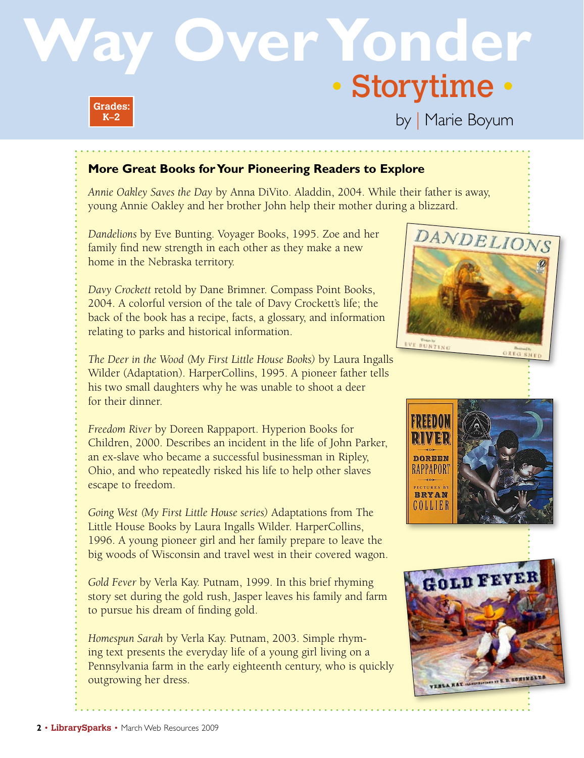# Way Over Yonder

## • Storytime •

Grades: K–2

by | Marie Boyum

### More Great Books for Your Pioneering Readers to Explore

*Annie Oakley Saves the Day* by Anna DiVito. Aladdin, 2004. While their father is away, young Annie Oakley and her brother John help their mother during a blizzard.

*Dandelions* by Eve Bunting. Voyager Books, 1995. Zoe and her family find new strength in each other as they make a new home in the Nebraska territory.

*Davy Crockett* retold by Dane Brimner. Compass Point Books, 2004. A colorful version of the tale of Davy Crockett's life; the back of the book has a recipe, facts, a glossary, and information relating to parks and historical information.

*The Deer in the Wood (My First Little House Books)* by Laura Ingalls Wilder (Adaptation). HarperCollins, 1995. A pioneer father tells his two small daughters why he was unable to shoot a deer for their dinner.

*Freedom River* by Doreen Rappaport. Hyperion Books for Children, 2000. Describes an incident in the life of John Parker, an ex-slave who became a successful businessman in Ripley, Ohio, and who repeatedly risked his life to help other slaves escape to freedom.

*Going West (My First Little House series)* Adaptations from The Little House Books by Laura Ingalls Wilder. HarperCollins, 1996. A young pioneer girl and her family prepare to leave the big woods of Wisconsin and travel west in their covered wagon.

*Gold Fever* by Verla Kay. Putnam, 1999. In this brief rhyming story set during the gold rush, Jasper leaves his family and farm to pursue his dream of finding gold.

*Homespun Sarah* by Verla Kay. Putnam, 2003. Simple rhyming text presents the everyday life of a young girl living on a Pennsylvania farm in the early eighteenth century, who is quickly outgrowing her dress.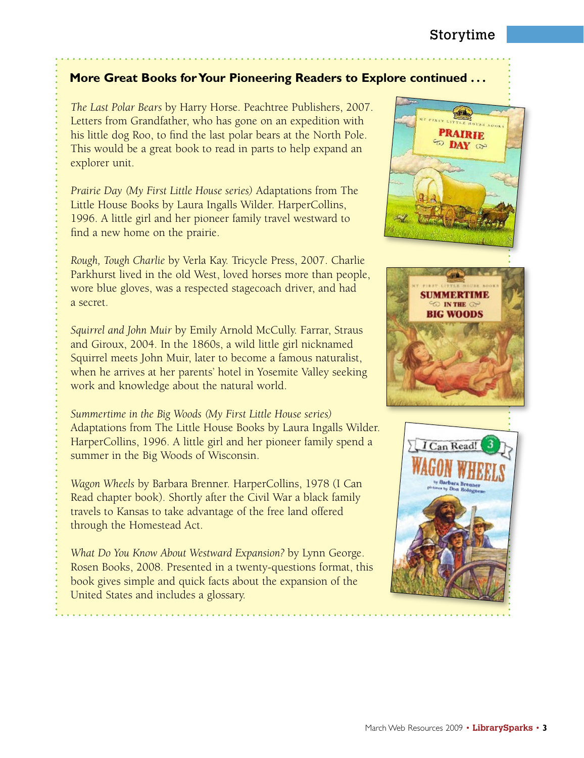### More Great Books for Your Pioneering Readers to Explore continued . . .

*The Last Polar Bears* by Harry Horse. Peachtree Publishers, 2007. Letters from Grandfather, who has gone on an expedition with his little dog Roo, to find the last polar bears at the North Pole. This would be a great book to read in parts to help expand an explorer unit.

*Prairie Day (My First Little House series)* Adaptations from The Little House Books by Laura Ingalls Wilder. HarperCollins, 1996. A little girl and her pioneer family travel westward to find a new home on the prairie.

*Rough, Tough Charlie* by Verla Kay. Tricycle Press, 2007. Charlie Parkhurst lived in the old West, loved horses more than people, wore blue gloves, was a respected stagecoach driver, and had a secret.

*Squirrel and John Muir* by Emily Arnold McCully. Farrar, Straus and Giroux, 2004. In the 1860s, a wild little girl nicknamed Squirrel meets John Muir, later to become a famous naturalist, when he arrives at her parents' hotel in Yosemite Valley seeking work and knowledge about the natural world.

*Summertime in the Big Woods (My First Little House series)* Adaptations from The Little House Books by Laura Ingalls Wilder. HarperCollins, 1996. A little girl and her pioneer family spend a summer in the Big Woods of Wisconsin.

*Wagon Wheels* by Barbara Brenner. HarperCollins, 1978 (I Can Read chapter book). Shortly after the Civil War a black family travels to Kansas to take advantage of the free land offered through the Homestead Act.

*What Do You Know About Westward Expansion?* by Lynn George. Rosen Books, 2008. Presented in a twenty-questions format, this book gives simple and quick facts about the expansion of the United States and includes a glossary.